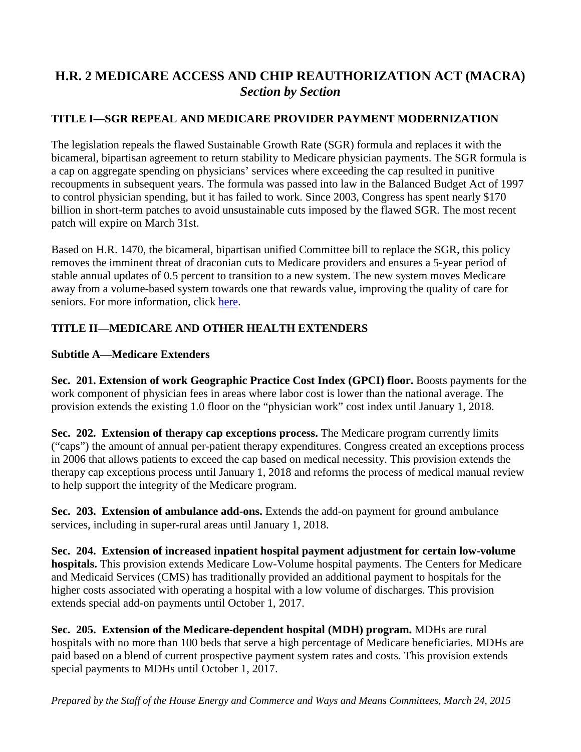# H.R. 2 MEDICARE ACCESS AND CHIP REAUTHORIZATION ACT (MACRA)
## *Section by Section*

### TITLE I—SGR REPEAL AND MEDICARE PROVIDER PAYMENT MODERNIZATION

The legislation repeals the flawed Sustainable Growth Rate (SGR) formula and replaces it with the bicameral, bipartisan agreement to return stability to Medicare physician payments. The SGR formula is a cap on aggregate spending on physicians' services where exceeding the cap resulted in punitive recoupments in subsequent years. The formula was passed into law in the Balanced Budget Act of 1997 to control physician spending, but it has failed to work. Since 2003, Congress has spent nearly $170 billion in short-term patches to avoid unsustainable cuts imposed by the flawed SGR. The most recent patch will expire on March 31st.

Based on H.R. 1470, the bicameral, bipartisan unified Committee bill to replace the SGR, this policy removes the imminent threat of draconian cuts to Medicare providers and ensures a 5-year period of stable annual updates of 0.5 percent to transition to a new system. The new system moves Medicare away from a volume-based system towards one that rewards value, improving the quality of care for seniors. For more information, click here.

### TITLE II—MEDICARE AND OTHER HEALTH EXTENDERS

#### Subtitle A—Medicare Extenders

**Sec. 201. Extension of work Geographic Practice Cost Index (GPCI) floor.** Boosts payments for the work component of physician fees in areas where labor cost is lower than the national average. The provision extends the existing 1.0 floor on the "physician work" cost index until January 1, 2018.

**Sec. 202. Extension of therapy cap exceptions process.** The Medicare program currently limits ("caps") the amount of annual per-patient therapy expenditures. Congress created an exceptions process in 2006 that allows patients to exceed the cap based on medical necessity. This provision extends the therapy cap exceptions process until January 1, 2018 and reforms the process of medical manual review to help support the integrity of the Medicare program.

**Sec. 203. Extension of ambulance add-ons.** Extends the add-on payment for ground ambulance services, including in super-rural areas until January 1, 2018.

**Sec. 204. Extension of increased inpatient hospital payment adjustment for certain low-volume hospitals.** This provision extends Medicare Low-Volume hospital payments. The Centers for Medicare and Medicaid Services (CMS) has traditionally provided an additional payment to hospitals for the higher costs associated with operating a hospital with a low volume of discharges. This provision extends special add-on payments until October 1, 2017.

**Sec. 205. Extension of the Medicare-dependent hospital (MDH) program.** MDHs are rural hospitals with no more than 100 beds that serve a high percentage of Medicare beneficiaries. MDHs are paid based on a blend of current prospective payment system rates and costs. This provision extends special payments to MDHs until October 1, 2017.

*Prepared by the Staff of the House Energy and Commerce and Ways and Means Committees, March 24, 2015*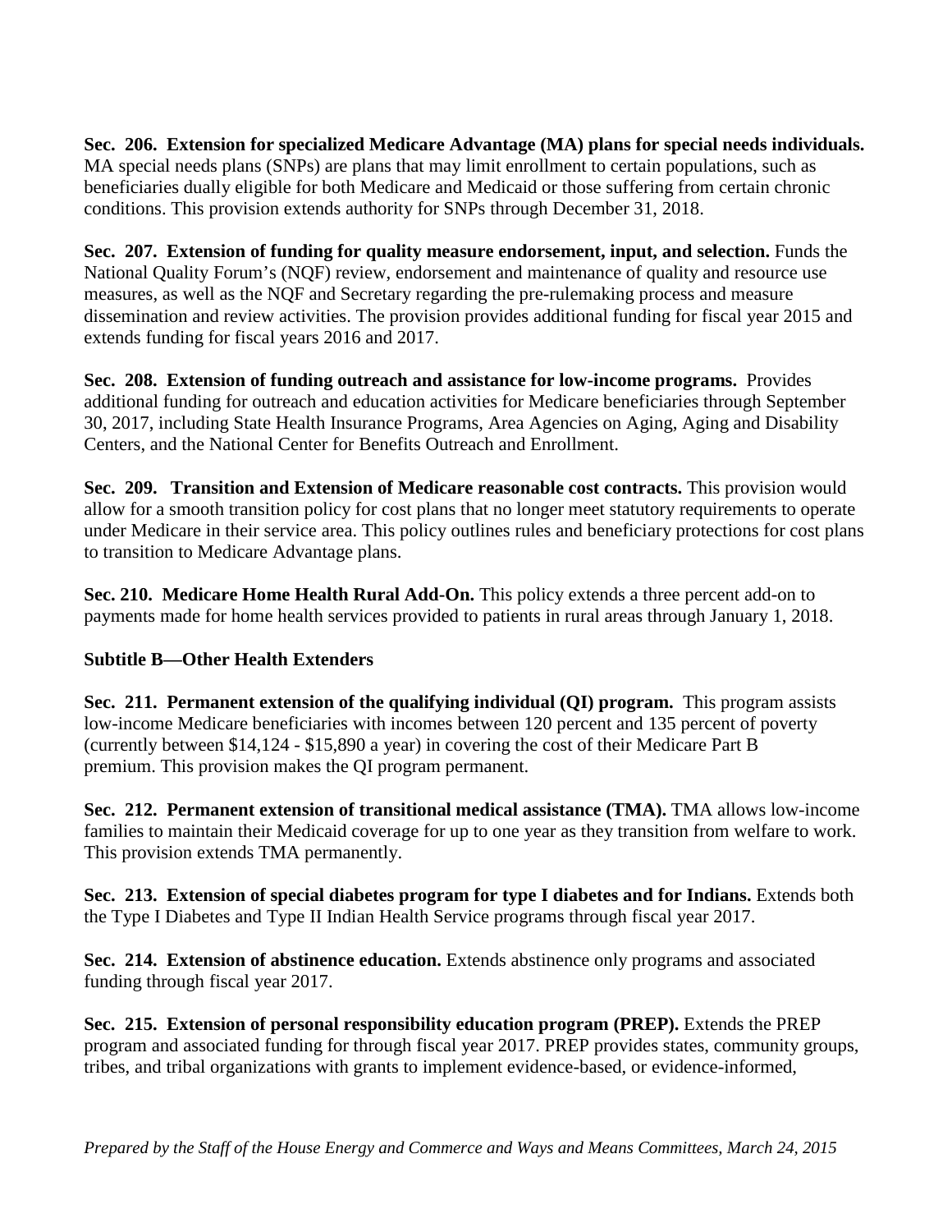**Sec. 206. Extension for specialized Medicare Advantage (MA) plans for special needs individuals.** MA special needs plans (SNPs) are plans that may limit enrollment to certain populations, such as beneficiaries dually eligible for both Medicare and Medicaid or those suffering from certain chronic conditions. This provision extends authority for SNPs through December 31, 2018.

**Sec. 207. Extension of funding for quality measure endorsement, input, and selection.** Funds the National Quality Forum's (NQF) review, endorsement and maintenance of quality and resource use measures, as well as the NQF and Secretary regarding the pre-rulemaking process and measure dissemination and review activities. The provision provides additional funding for fiscal year 2015 and extends funding for fiscal years 2016 and 2017.

**Sec. 208. Extension of funding outreach and assistance for low-income programs.** Provides additional funding for outreach and education activities for Medicare beneficiaries through September 30, 2017, including State Health Insurance Programs, Area Agencies on Aging, Aging and Disability Centers, and the National Center for Benefits Outreach and Enrollment.

**Sec. 209. Transition and Extension of Medicare reasonable cost contracts.** This provision would allow for a smooth transition policy for cost plans that no longer meet statutory requirements to operate under Medicare in their service area. This policy outlines rules and beneficiary protections for cost plans to transition to Medicare Advantage plans.

**Sec. 210. Medicare Home Health Rural Add-On.** This policy extends a three percent add-on to payments made for home health services provided to patients in rural areas through January 1, 2018.

**Subtitle B—Other Health Extenders**

**Sec. 211. Permanent extension of the qualifying individual (QI) program.** This program assists low-income Medicare beneficiaries with incomes between 120 percent and 135 percent of poverty (currently between $14,124 - $15,890 a year) in covering the cost of their Medicare Part B premium. This provision makes the QI program permanent.

**Sec. 212. Permanent extension of transitional medical assistance (TMA).** TMA allows low-income families to maintain their Medicaid coverage for up to one year as they transition from welfare to work. This provision extends TMA permanently.

**Sec. 213. Extension of special diabetes program for type I diabetes and for Indians.** Extends both the Type I Diabetes and Type II Indian Health Service programs through fiscal year 2017.

**Sec. 214. Extension of abstinence education.** Extends abstinence only programs and associated funding through fiscal year 2017.

**Sec. 215. Extension of personal responsibility education program (PREP).** Extends the PREP program and associated funding for through fiscal year 2017. PREP provides states, community groups, tribes, and tribal organizations with grants to implement evidence-based, or evidence-informed,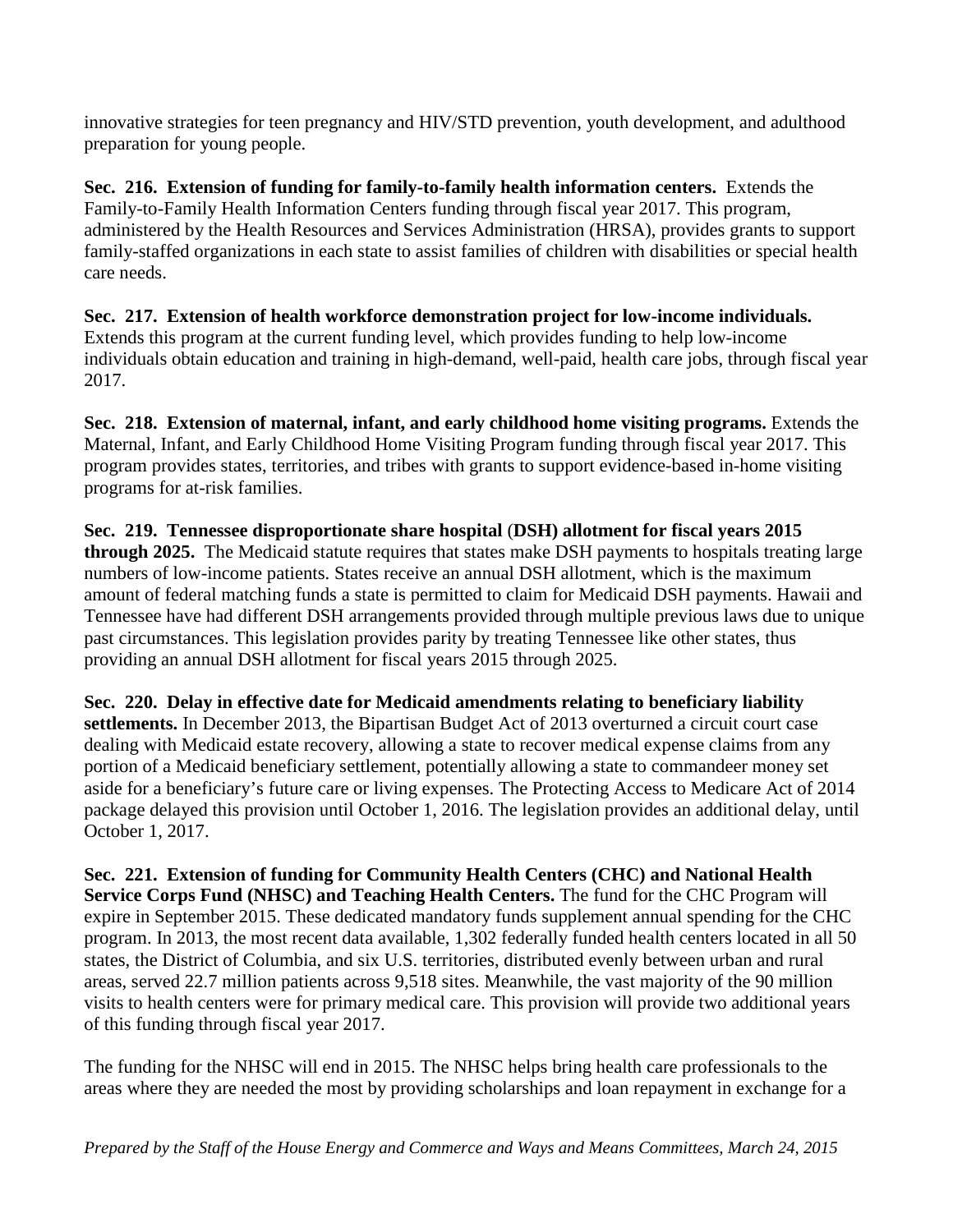innovative strategies for teen pregnancy and HIV/STD prevention, youth development, and adulthood preparation for young people.

**Sec. 216. Extension of funding for family-to-family health information centers.** Extends the Family-to-Family Health Information Centers funding through fiscal year 2017. This program, administered by the Health Resources and Services Administration (HRSA), provides grants to support family-staffed organizations in each state to assist families of children with disabilities or special health care needs.

**Sec. 217. Extension of health workforce demonstration project for low-income individuals.** Extends this program at the current funding level, which provides funding to help low-income individuals obtain education and training in high-demand, well-paid, health care jobs, through fiscal year 2017.

**Sec. 218. Extension of maternal, infant, and early childhood home visiting programs.** Extends the Maternal, Infant, and Early Childhood Home Visiting Program funding through fiscal year 2017. This program provides states, territories, and tribes with grants to support evidence-based in-home visiting programs for at-risk families.

**Sec. 219. Tennessee disproportionate share hospital (DSH) allotment for fiscal years 2015 through 2025.** The Medicaid statute requires that states make DSH payments to hospitals treating large numbers of low-income patients. States receive an annual DSH allotment, which is the maximum amount of federal matching funds a state is permitted to claim for Medicaid DSH payments. Hawaii and Tennessee have had different DSH arrangements provided through multiple previous laws due to unique past circumstances. This legislation provides parity by treating Tennessee like other states, thus providing an annual DSH allotment for fiscal years 2015 through 2025.

**Sec. 220. Delay in effective date for Medicaid amendments relating to beneficiary liability settlements.** In December 2013, the Bipartisan Budget Act of 2013 overturned a circuit court case dealing with Medicaid estate recovery, allowing a state to recover medical expense claims from any portion of a Medicaid beneficiary settlement, potentially allowing a state to commandeer money set aside for a beneficiary's future care or living expenses. The Protecting Access to Medicare Act of 2014 package delayed this provision until October 1, 2016. The legislation provides an additional delay, until October 1, 2017.

**Sec. 221. Extension of funding for Community Health Centers (CHC) and National Health Service Corps Fund (NHSC) and Teaching Health Centers.** The fund for the CHC Program will expire in September 2015. These dedicated mandatory funds supplement annual spending for the CHC program. In 2013, the most recent data available, 1,302 federally funded health centers located in all 50 states, the District of Columbia, and six U.S. territories, distributed evenly between urban and rural areas, served 22.7 million patients across 9,518 sites. Meanwhile, the vast majority of the 90 million visits to health centers were for primary medical care. This provision will provide two additional years of this funding through fiscal year 2017.

The funding for the NHSC will end in 2015. The NHSC helps bring health care professionals to the areas where they are needed the most by providing scholarships and loan repayment in exchange for a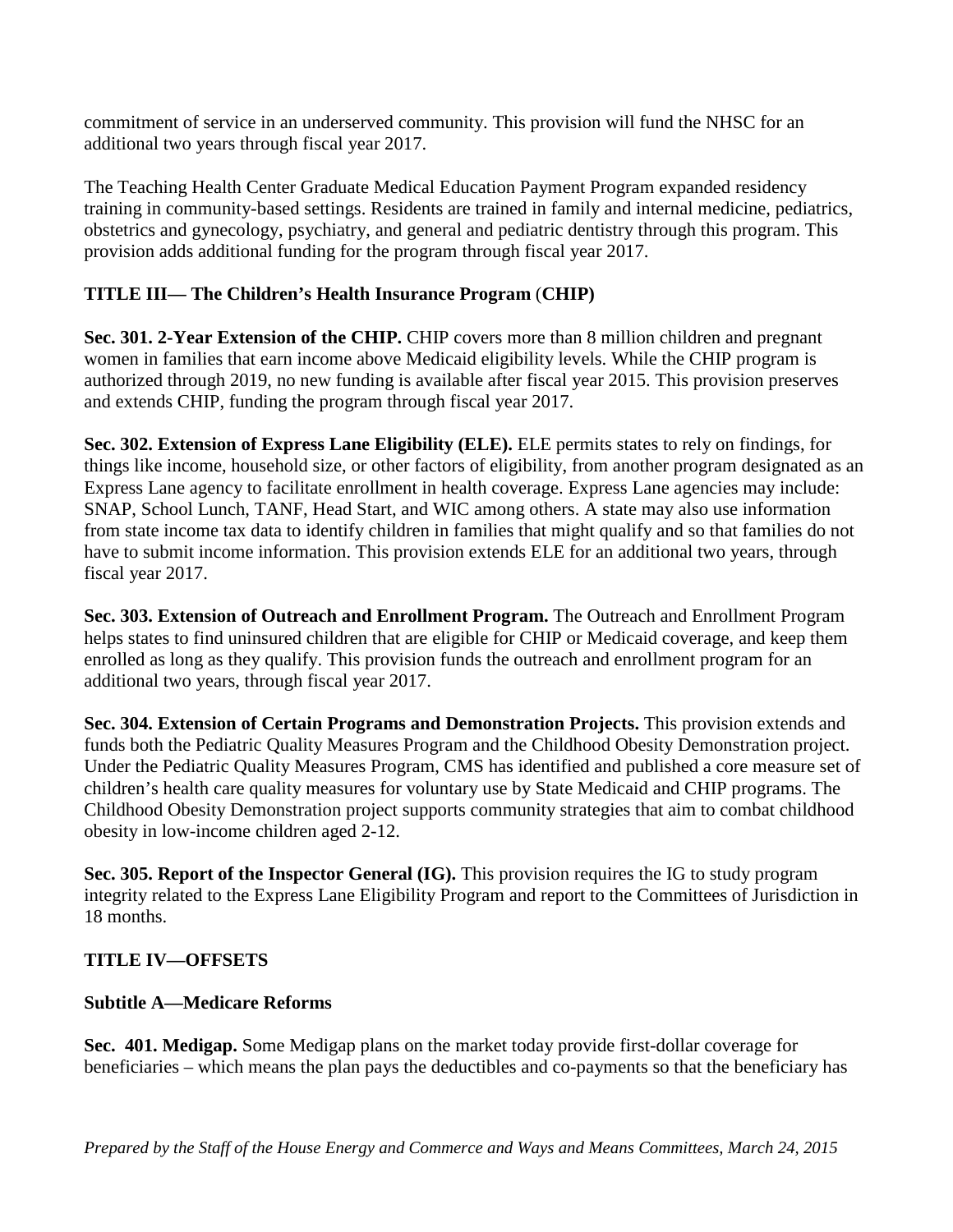commitment of service in an underserved community. This provision will fund the NHSC for an additional two years through fiscal year 2017.

The Teaching Health Center Graduate Medical Education Payment Program expanded residency training in community-based settings. Residents are trained in family and internal medicine, pediatrics, obstetrics and gynecology, psychiatry, and general and pediatric dentistry through this program. This provision adds additional funding for the program through fiscal year 2017.

## TITLE III— The Children's Health Insurance Program (CHIP)

**Sec. 301. 2-Year Extension of the CHIP.** CHIP covers more than 8 million children and pregnant women in families that earn income above Medicaid eligibility levels. While the CHIP program is authorized through 2019, no new funding is available after fiscal year 2015. This provision preserves and extends CHIP, funding the program through fiscal year 2017.

**Sec. 302. Extension of Express Lane Eligibility (ELE).** ELE permits states to rely on findings, for things like income, household size, or other factors of eligibility, from another program designated as an Express Lane agency to facilitate enrollment in health coverage. Express Lane agencies may include: SNAP, School Lunch, TANF, Head Start, and WIC among others. A state may also use information from state income tax data to identify children in families that might qualify and so that families do not have to submit income information. This provision extends ELE for an additional two years, through fiscal year 2017.

**Sec. 303. Extension of Outreach and Enrollment Program.** The Outreach and Enrollment Program helps states to find uninsured children that are eligible for CHIP or Medicaid coverage, and keep them enrolled as long as they qualify. This provision funds the outreach and enrollment program for an additional two years, through fiscal year 2017.

**Sec. 304. Extension of Certain Programs and Demonstration Projects.** This provision extends and funds both the Pediatric Quality Measures Program and the Childhood Obesity Demonstration project. Under the Pediatric Quality Measures Program, CMS has identified and published a core measure set of children's health care quality measures for voluntary use by State Medicaid and CHIP programs. The Childhood Obesity Demonstration project supports community strategies that aim to combat childhood obesity in low-income children aged 2-12.

**Sec. 305. Report of the Inspector General (IG).** This provision requires the IG to study program integrity related to the Express Lane Eligibility Program and report to the Committees of Jurisdiction in 18 months.

## TITLE IV—OFFSETS

### Subtitle A—Medicare Reforms

**Sec. 401. Medigap.** Some Medigap plans on the market today provide first-dollar coverage for beneficiaries – which means the plan pays the deductibles and co-payments so that the beneficiary has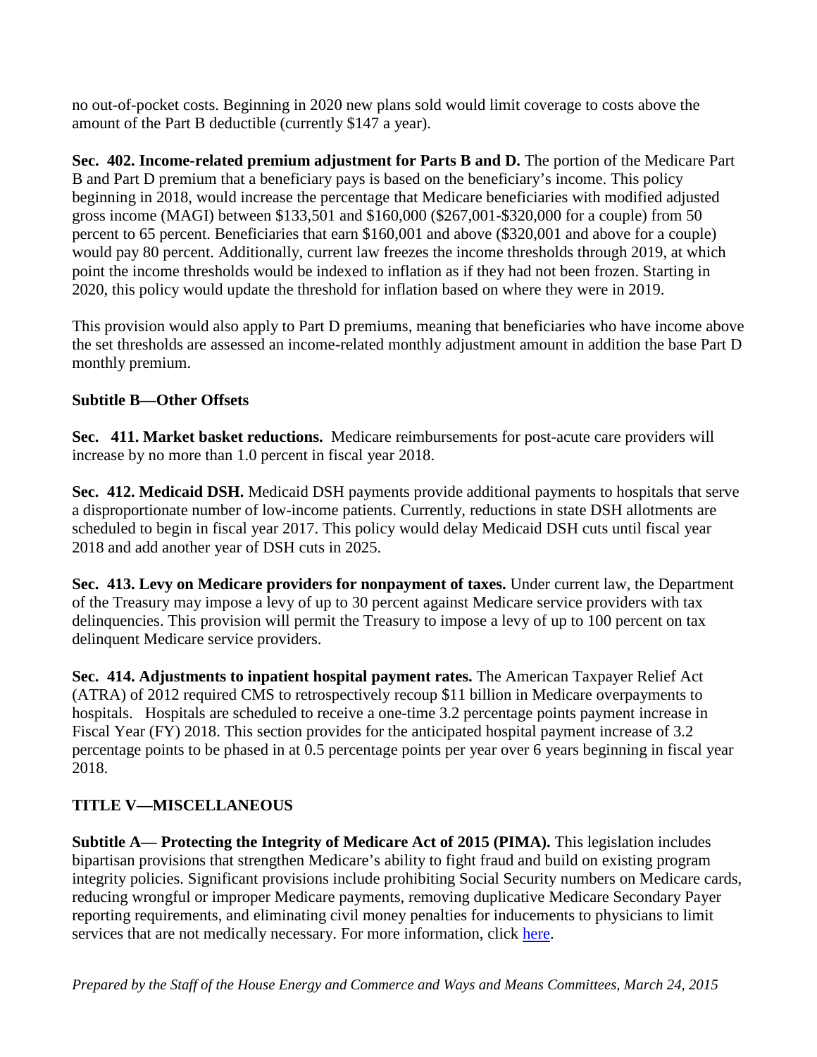no out-of-pocket costs. Beginning in 2020 new plans sold would limit coverage to costs above the amount of the Part B deductible (currently $147 a year).

**Sec. 402. Income-related premium adjustment for Parts B and D.** The portion of the Medicare Part B and Part D premium that a beneficiary pays is based on the beneficiary's income. This policy beginning in 2018, would increase the percentage that Medicare beneficiaries with modified adjusted gross income (MAGI) between $133,501 and $160,000 ($267,001-$320,000 for a couple) from 50 percent to 65 percent. Beneficiaries that earn $160,001 and above ($320,001 and above for a couple) would pay 80 percent. Additionally, current law freezes the income thresholds through 2019, at which point the income thresholds would be indexed to inflation as if they had not been frozen. Starting in 2020, this policy would update the threshold for inflation based on where they were in 2019.

This provision would also apply to Part D premiums, meaning that beneficiaries who have income above the set thresholds are assessed an income-related monthly adjustment amount in addition the base Part D monthly premium.

### Subtitle B—Other Offsets

**Sec. 411. Market basket reductions.** Medicare reimbursements for post-acute care providers will increase by no more than 1.0 percent in fiscal year 2018.

**Sec. 412. Medicaid DSH.** Medicaid DSH payments provide additional payments to hospitals that serve a disproportionate number of low-income patients. Currently, reductions in state DSH allotments are scheduled to begin in fiscal year 2017. This policy would delay Medicaid DSH cuts until fiscal year 2018 and add another year of DSH cuts in 2025.

**Sec. 413. Levy on Medicare providers for nonpayment of taxes.** Under current law, the Department of the Treasury may impose a levy of up to 30 percent against Medicare service providers with tax delinquencies. This provision will permit the Treasury to impose a levy of up to 100 percent on tax delinquent Medicare service providers.

**Sec. 414. Adjustments to inpatient hospital payment rates.** The American Taxpayer Relief Act (ATRA) of 2012 required CMS to retrospectively recoup $11 billion in Medicare overpayments to hospitals. Hospitals are scheduled to receive a one-time 3.2 percentage points payment increase in Fiscal Year (FY) 2018. This section provides for the anticipated hospital payment increase of 3.2 percentage points to be phased in at 0.5 percentage points per year over 6 years beginning in fiscal year 2018.

## TITLE V—MISCELLANEOUS

**Subtitle A— Protecting the Integrity of Medicare Act of 2015 (PIMA).** This legislation includes bipartisan provisions that strengthen Medicare's ability to fight fraud and build on existing program integrity policies. Significant provisions include prohibiting Social Security numbers on Medicare cards, reducing wrongful or improper Medicare payments, removing duplicative Medicare Secondary Payer reporting requirements, and eliminating civil money penalties for inducements to physicians to limit services that are not medically necessary. For more information, click here.

*Prepared by the Staff of the House Energy and Commerce and Ways and Means Committees, March 24, 2015*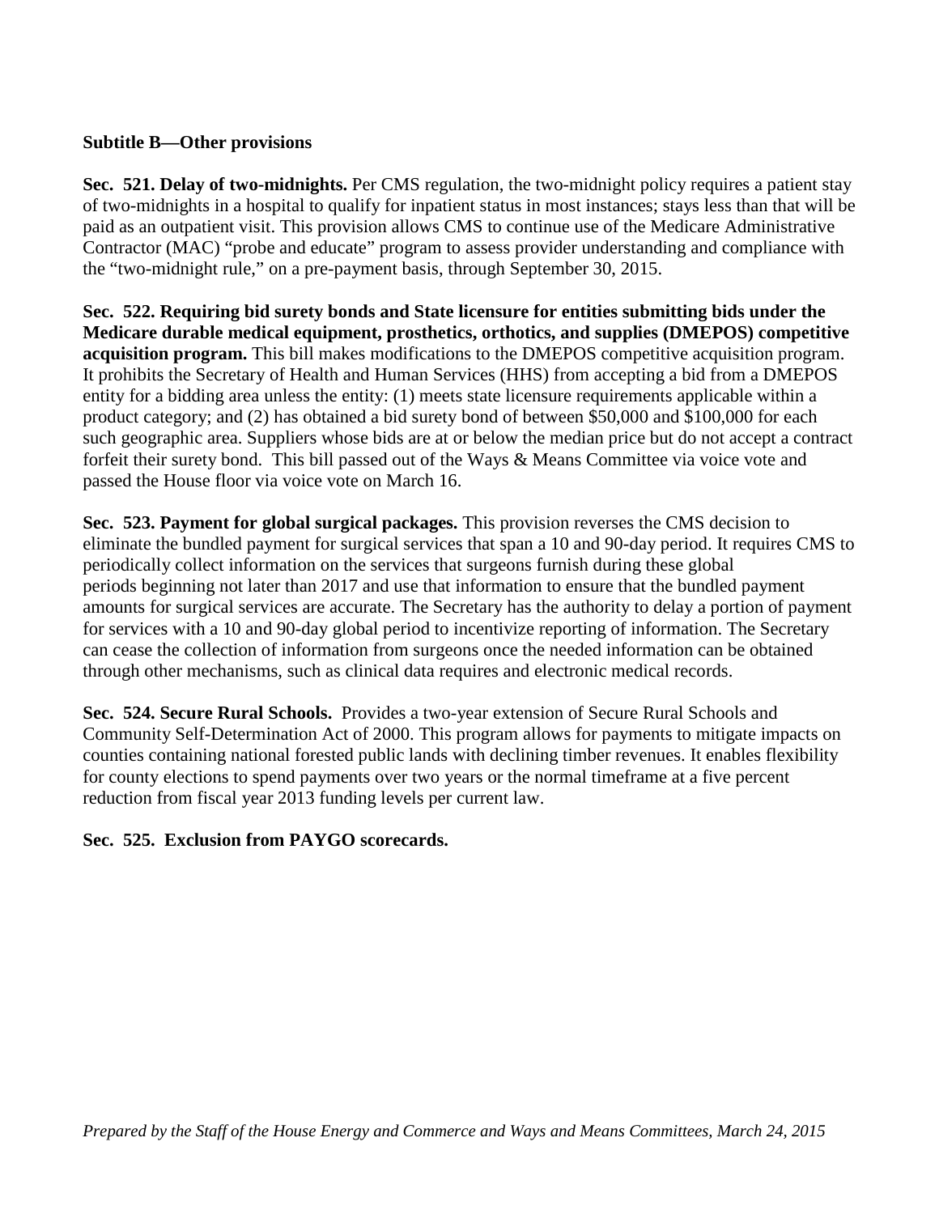**Subtitle B—Other provisions**

**Sec. 521. Delay of two-midnights.** Per CMS regulation, the two-midnight policy requires a patient stay of two-midnights in a hospital to qualify for inpatient status in most instances; stays less than that will be paid as an outpatient visit. This provision allows CMS to continue use of the Medicare Administrative Contractor (MAC) "probe and educate" program to assess provider understanding and compliance with the "two-midnight rule," on a pre-payment basis, through September 30, 2015.

**Sec. 522. Requiring bid surety bonds and State licensure for entities submitting bids under the Medicare durable medical equipment, prosthetics, orthotics, and supplies (DMEPOS) competitive acquisition program.** This bill makes modifications to the DMEPOS competitive acquisition program. It prohibits the Secretary of Health and Human Services (HHS) from accepting a bid from a DMEPOS entity for a bidding area unless the entity: (1) meets state licensure requirements applicable within a product category; and (2) has obtained a bid surety bond of between $50,000 and $100,000 for each such geographic area. Suppliers whose bids are at or below the median price but do not accept a contract forfeit their surety bond. This bill passed out of the Ways & Means Committee via voice vote and passed the House floor via voice vote on March 16.

**Sec. 523. Payment for global surgical packages.** This provision reverses the CMS decision to eliminate the bundled payment for surgical services that span a 10 and 90-day period. It requires CMS to periodically collect information on the services that surgeons furnish during these global periods beginning not later than 2017 and use that information to ensure that the bundled payment amounts for surgical services are accurate. The Secretary has the authority to delay a portion of payment for services with a 10 and 90-day global period to incentivize reporting of information. The Secretary can cease the collection of information from surgeons once the needed information can be obtained through other mechanisms, such as clinical data requires and electronic medical records.

**Sec. 524. Secure Rural Schools.** Provides a two-year extension of Secure Rural Schools and Community Self-Determination Act of 2000. This program allows for payments to mitigate impacts on counties containing national forested public lands with declining timber revenues. It enables flexibility for county elections to spend payments over two years or the normal timeframe at a five percent reduction from fiscal year 2013 funding levels per current law.

**Sec. 525. Exclusion from PAYGO scorecards.**

*Prepared by the Staff of the House Energy and Commerce and Ways and Means Committees, March 24, 2015*